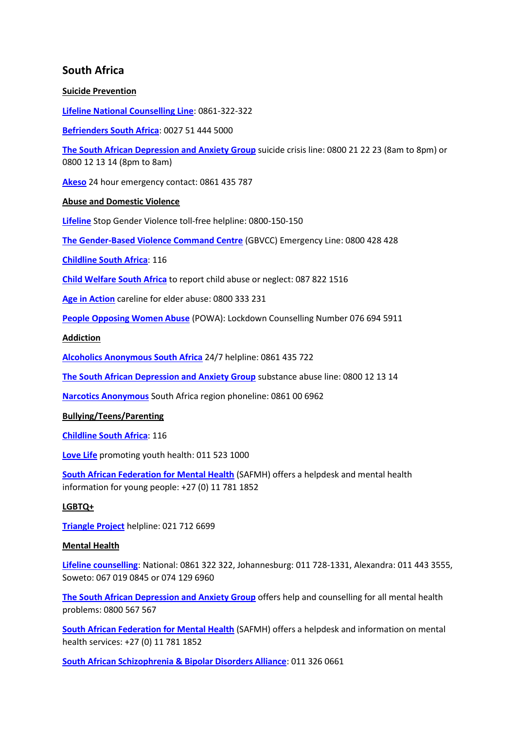## South Africa

**Suicide Prevention**

**Lifeline National Counselling Line**: 0861-322-322

**Befrienders South Africa**: 0027 51 444 5000

**The South African Depression and Anxiety Group** suicide crisis line: 0800 21 22 23 (8am to 8pm) or 0800 12 13 14 (8pm to 8am)

**Akeso** 24 hour emergency contact: 0861 435 787

**Abuse and Domestic Violence**

**Lifeline** Stop Gender Violence toll-free helpline: 0800-150-150

**The Gender-Based Violence Command Centre** (GBVCC) Emergency Line: 0800 428 428

**Childline South Africa**: 116

**Child Welfare South Africa** to report child abuse or neglect: 087 822 1516

**Age in Action** careline for elder abuse: 0800 333 231

**People Opposing Women Abuse** (POWA): Lockdown Counselling Number 076 694 5911

**Addiction**

**Alcoholics Anonymous South Africa** 24/7 helpline: 0861 435 722

**The South African Depression and Anxiety Group** substance abuse line: 0800 12 13 14

**Narcotics Anonymous** South Africa region phoneline: 0861 00 6962

**Bullying/Teens/Parenting**

**Childline South Africa**: 116

**Love Life** promoting youth health: 011 523 1000

**South African Federation for Mental Health** (SAFMH) offers a helpdesk and mental health information for young people: +27 (0) 11 781 1852

**LGBTQ+**

**Triangle Project** helpline: 021 712 6699

**Mental Health**

**Lifeline counselling**: National: 0861 322 322, Johannesburg: 011 728-1331, Alexandra: 011 443 3555, Soweto: 067 019 0845 or 074 129 6960

**The South African Depression and Anxiety Group** offers help and counselling for all mental health problems: 0800 567 567

**South African Federation for Mental Health** (SAFMH) offers a helpdesk and information on mental health services: +27 (0) 11 781 1852

**South African Schizophrenia & Bipolar Disorders Alliance**: 011 326 0661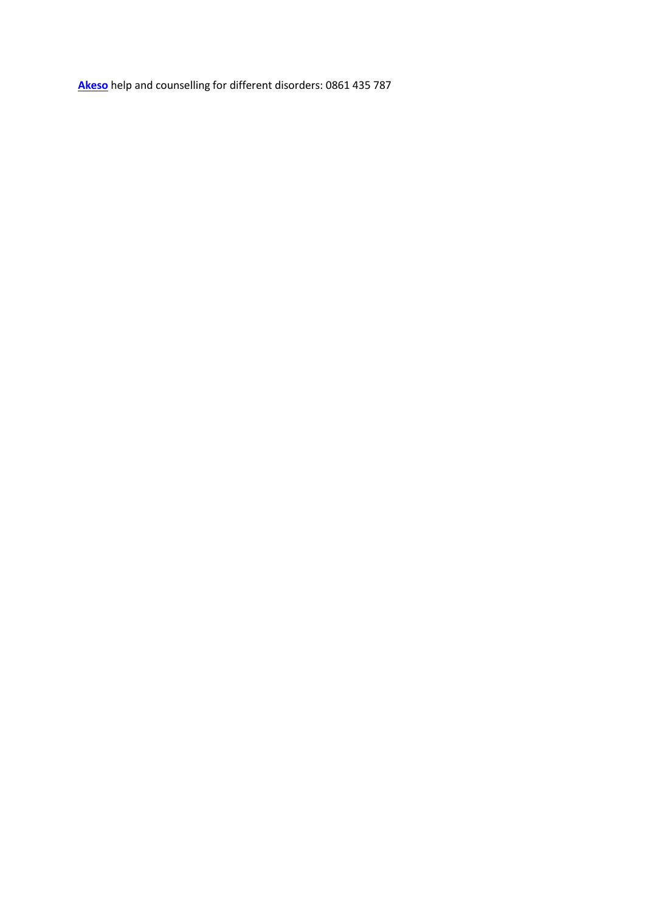**Akeso** help and counselling for different disorders: 0861 435 787